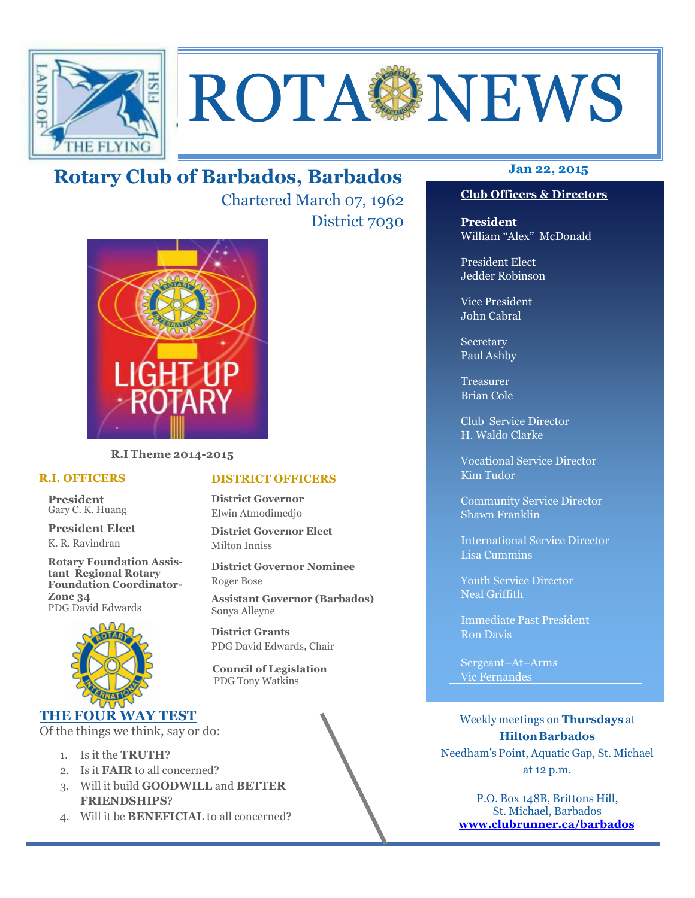# ROTA NEWS

## Rotary Club of Barbados, Barbados

Chartered March 07, 1962

District 7030

**Jan 22, 2015**

R.I Theme 2014-2015

### R.I. OFFICERS

**President**
Gary C. K. Huang

**President Elect**
K. R. Ravindran

**Rotary Foundation Assistant Regional Rotary Foundation Coordinator-Zone 34**
PDG David Edwards

### DISTRICT OFFICERS

**District Governor**
Elwin Atmodimedjo

**District Governor Elect**
Milton Inniss

**District Governor Nominee**
Roger Bose

**Assistant Governor (Barbados)**
Sonya Alleyne

**District Grants**
PDG David Edwards, Chair

**Council of Legislation**
PDG Tony Watkins

### THE FOUR WAY TEST

Of the things we think, say or do:

1. Is it the **TRUTH**?
2. Is it **FAIR** to all concerned?
3. Will it build **GOODWILL** and **BETTER FRIENDSHIPS**?
4. Will it be **BENEFICIAL** to all concerned?

### Club Officers & Directors

**President**
William "Alex" McDonald

President Elect
Jedder Robinson

Vice President
John Cabral

Secretary
Paul Ashby

Treasurer
Brian Cole

Club Service Director
H. Waldo Clarke

Vocational Service Director
Kim Tudor

Community Service Director
Shawn Franklin

International Service Director
Lisa Cummins

Youth Service Director
Neal Griffith

Immediate Past President
Ron Davis

Sergeant–At–Arms
Vic Fernandes

Weekly meetings on **Thursdays** at **Hilton Barbados**
Needham's Point, Aquatic Gap, St. Michael
at 12 p.m.

P.O. Box 148B, Brittons Hill,
St. Michael, Barbados
**www.clubrunner.ca/barbados**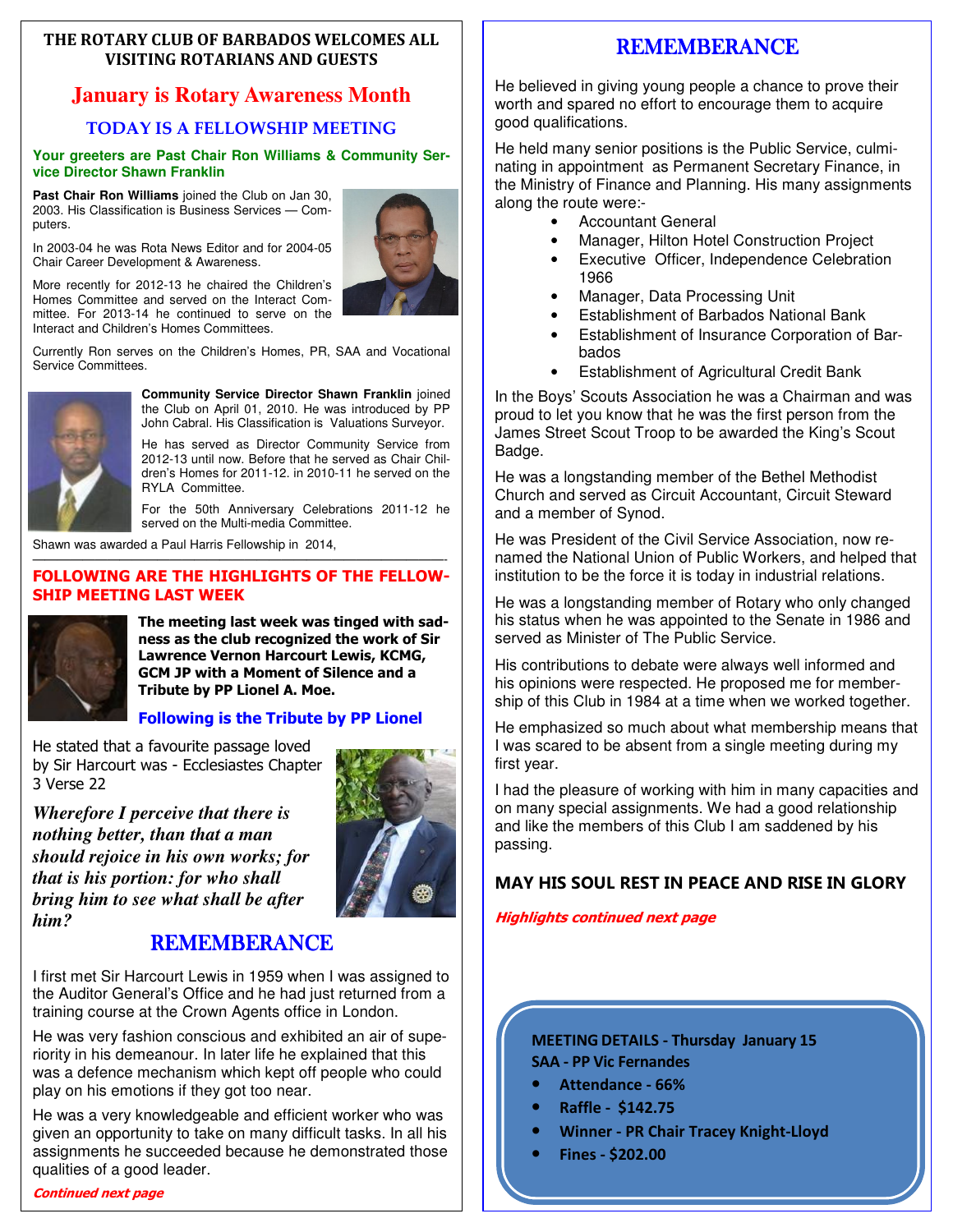**THE ROTARY CLUB OF BARBADOS WELCOMES ALL VISITING ROTARIANS AND GUESTS**

## January is Rotary Awareness Month

### TODAY IS A FELLOWSHIP MEETING

**Your greeters are Past Chair Ron Williams & Community Service Director Shawn Franklin**

**Past Chair Ron Williams** joined the Club on Jan 30, 2003. His Classification is Business Services — Computers.

In 2003-04 he was Rota News Editor and for 2004-05 Chair Career Development & Awareness.

More recently for 2012-13 he chaired the Children's Homes Committee and served on the Interact Committee. For 2013-14 he continued to serve on the Interact and Children's Homes Committees.

Currently Ron serves on the Children's Homes, PR, SAA and Vocational Service Committees.

**Community Service Director Shawn Franklin** joined the Club on April 01, 2010. He was introduced by PP John Cabral. His Classification is Valuations Surveyor.

He has served as Director Community Service from 2012-13 until now. Before that he served as Chair Children's Homes for 2011-12. in 2010-11 he served on the RYLA Committee.

For the 50th Anniversary Celebrations 2011-12 he served on the Multi-media Committee.

Shawn was awarded a Paul Harris Fellowship in 2014,

---

**FOLLOWING ARE THE HIGHLIGHTS OF THE FELLOWSHIP MEETING LAST WEEK**

**The meeting last week was tinged with sadness as the club recognized the work of Sir Lawrence Vernon Harcourt Lewis, KCMG, GCM JP with a Moment of Silence and a Tribute by PP Lionel A. Moe.**

**Following is the Tribute by PP Lionel**

He stated that a favourite passage loved by Sir Harcourt was - Ecclesiastes Chapter 3 Verse 22

***Wherefore I perceive that there is nothing better, than that a man should rejoice in his own works; for that is his portion: for who shall bring him to see what shall be after him?***

## REMEMBERANCE

I first met Sir Harcourt Lewis in 1959 when I was assigned to the Auditor General's Office and he had just returned from a training course at the Crown Agents office in London.

He was very fashion conscious and exhibited an air of superiority in his demeanour. In later life he explained that this was a defence mechanism which kept off people who could play on his emotions if they got too near.

He was a very knowledgeable and efficient worker who was given an opportunity to take on many difficult tasks. In all his assignments he succeeded because he demonstrated those qualities of a good leader.

***Continued next page***

## REMEMBERANCE

He believed in giving young people a chance to prove their worth and spared no effort to encourage them to acquire good qualifications.

He held many senior positions is the Public Service, culminating in appointment as Permanent Secretary Finance, in the Ministry of Finance and Planning. His many assignments along the route were:-

- Accountant General
- Manager, Hilton Hotel Construction Project
- Executive Officer, Independence Celebration 1966
- Manager, Data Processing Unit
- Establishment of Barbados National Bank
- Establishment of Insurance Corporation of Barbados
- Establishment of Agricultural Credit Bank

In the Boys' Scouts Association he was a Chairman and was proud to let you know that he was the first person from the James Street Scout Troop to be awarded the King's Scout Badge.

He was a longstanding member of the Bethel Methodist Church and served as Circuit Accountant, Circuit Steward and a member of Synod.

He was President of the Civil Service Association, now renamed the National Union of Public Workers, and helped that institution to be the force it is today in industrial relations.

He was a longstanding member of Rotary who only changed his status when he was appointed to the Senate in 1986 and served as Minister of The Public Service.

His contributions to debate were always well informed and his opinions were respected. He proposed me for membership of this Club in 1984 at a time when we worked together.

He emphasized so much about what membership means that I was scared to be absent from a single meeting during my first year.

I had the pleasure of working with him in many capacities and on many special assignments. We had a good relationship and like the members of this Club I am saddened by his passing.

**MAY HIS SOUL REST IN PEACE AND RISE IN GLORY**

***Highlights continued next page***

**MEETING DETAILS - Thursday January 15**
**SAA - PP Vic Fernandes**

- **Attendance - 66%**
- **Raffle - $142.75**
- **Winner - PR Chair Tracey Knight-Lloyd**
- **Fines - $202.00**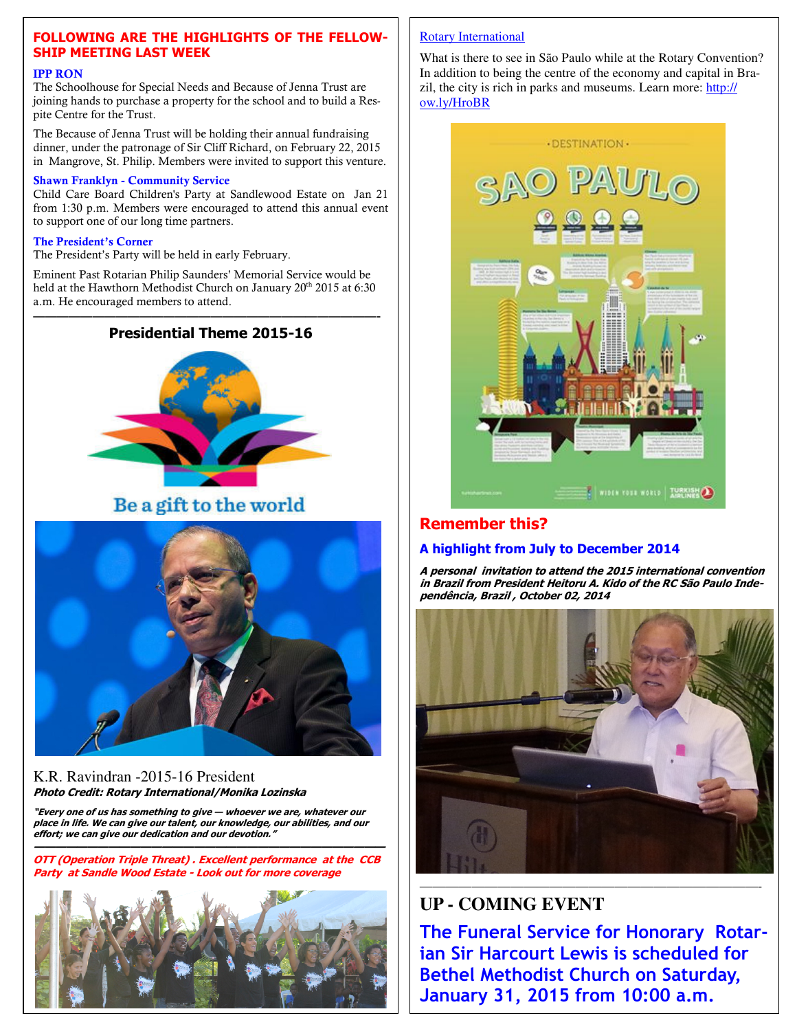## FOLLOWING ARE THE HIGHLIGHTS OF THE FELLOWSHIP MEETING LAST WEEK

### IPP RON

The Schoolhouse for Special Needs and Because of Jenna Trust are joining hands to purchase a property for the school and to build a Respite Centre for the Trust.

The Because of Jenna Trust will be holding their annual fundraising dinner, under the patronage of Sir Cliff Richard, on February 22, 2015 in Mangrove, St. Philip. Members were invited to support this venture.

### Shawn Franklyn - Community Service

Child Care Board Children's Party at Sandlewood Estate on Jan 21 from 1:30 p.m. Members were encouraged to attend this annual event to support one of our long time partners.

### The President's Corner

The President's Party will be held in early February.

Eminent Past Rotarian Philip Saunders' Memorial Service would be held at the Hawthorn Methodist Church on January 20th 2015 at 6:30 a.m. He encouraged members to attend.

---

## Presidential Theme 2015-16

Be a gift to the world

K.R. Ravindran -2015-16 President

***Photo Credit: Rotary International/Monika Lozinska***

***"Every one of us has something to give — whoever we are, whatever our place in life. We can give our talent, our knowledge, our abilities, and our effort; we can give our dedication and our devotion."***

---

***OTT (Operation Triple Threat) . Excellent performance at the CCB Party at Sandle Wood Estate - Look out for more coverage***

Rotary International

What is there to see in São Paulo while at the Rotary Convention? In addition to being the centre of the economy and capital in Brazil, the city is rich in parks and museums. Learn more: http://ow.ly/HroBR

## Remember this?

### A highlight from July to December 2014

***A personal invitation to attend the 2015 international convention in Brazil from President Heitoru A. Kido of the RC São Paulo Independência, Brazil , October 02, 2014***

---

## UP - COMING EVENT

**The Funeral Service for Honorary Rotarian Sir Harcourt Lewis is scheduled for Bethel Methodist Church on Saturday, January 31, 2015 from 10:00 a.m.**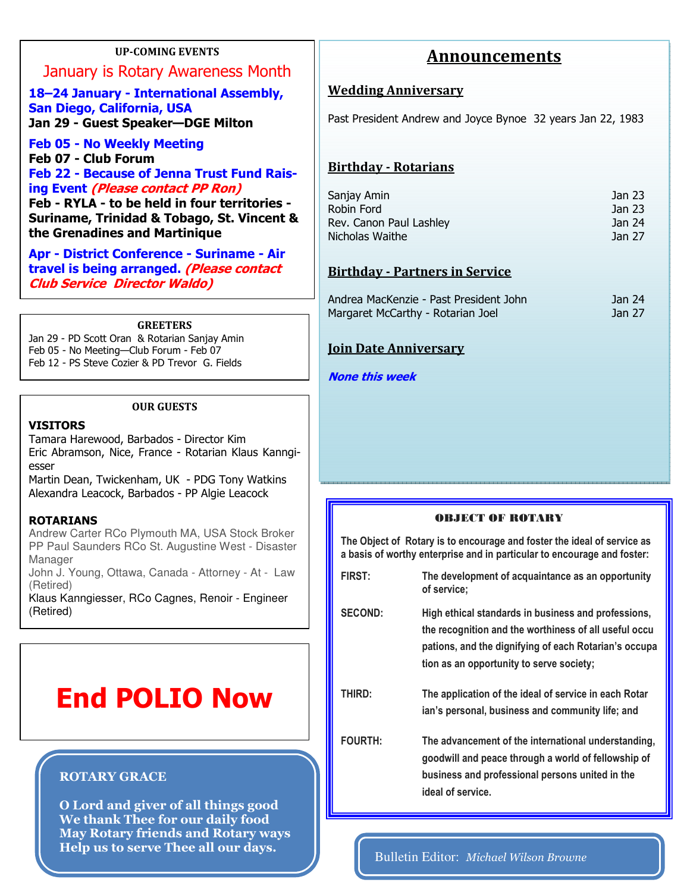## UP-COMING EVENTS

January is Rotary Awareness Month

**18–24 January - International Assembly, San Diego, California, USA**

**Jan 29 - Guest Speaker—DGE Milton**

**Feb 05 - No Weekly Meeting**

**Feb 07 - Club Forum**

**Feb 22 - Because of Jenna Trust Fund Raising Event** ***(Please contact PP Ron)***

**Feb - RYLA - to be held in four territories - Suriname, Trinidad & Tobago, St. Vincent & the Grenadines and Martinique**

**Apr - District Conference - Suriname - Air travel is being arranged.** ***(Please contact Club Service Director Waldo)***

## GREETERS

Jan 29 - PD Scott Oran & Rotarian Sanjay Amin
Feb 05 - No Meeting—Club Forum - Feb 07
Feb 12 - PS Steve Cozier & PD Trevor G. Fields

## OUR GUESTS

**VISITORS**

Tamara Harewood, Barbados - Director Kim
Eric Abramson, Nice, France - Rotarian Klaus Kanngiesser
Martin Dean, Twickenham, UK - PDG Tony Watkins
Alexandra Leacock, Barbados - PP Algie Leacock

**ROTARIANS**

Andrew Carter RCo Plymouth MA, USA Stock Broker
PP Paul Saunders RCo St. Augustine West - Disaster Manager
John J. Young, Ottawa, Canada - Attorney - At - Law (Retired)
Klaus Kanngiesser, RCo Cagnes, Renoir - Engineer (Retired)

# End POLIO Now

**ROTARY GRACE**

**O Lord and giver of all things good**
**We thank Thee for our daily food**
**May Rotary friends and Rotary ways**
**Help us to serve Thee all our days.**

# Announcements

## Wedding Anniversary

Past President Andrew and Joyce Bynoe 32 years Jan 22, 1983

## Birthday - Rotarians

| | |
|---|---|
| Sanjay Amin | Jan 23 |
| Robin Ford | Jan 23 |
| Rev. Canon Paul Lashley | Jan 24 |
| Nicholas Waithe | Jan 27 |

## Birthday - Partners in Service

| | |
|---|---|
| Andrea MacKenzie - Past President John | Jan 24 |
| Margaret McCarthy - Rotarian Joel | Jan 27 |

## Join Date Anniversary

***None this week***

## OBJECT OF ROTARY

**The Object of Rotary is to encourage and foster the ideal of service as a basis of worthy enterprise and in particular to encourage and foster:**

**FIRST:** The development of acquaintance as an opportunity of service;

**SECOND:** High ethical standards in business and professions, the recognition and the worthiness of all useful occupations, and the dignifying of each Rotarian's occupation as an opportunity to serve society;

**THIRD:** The application of the ideal of service in each Rotarian's personal, business and community life; and

**FOURTH:** The advancement of the international understanding, goodwill and peace through a world of fellowship of business and professional persons united in the ideal of service.

Bulletin Editor: *Michael Wilson Browne*